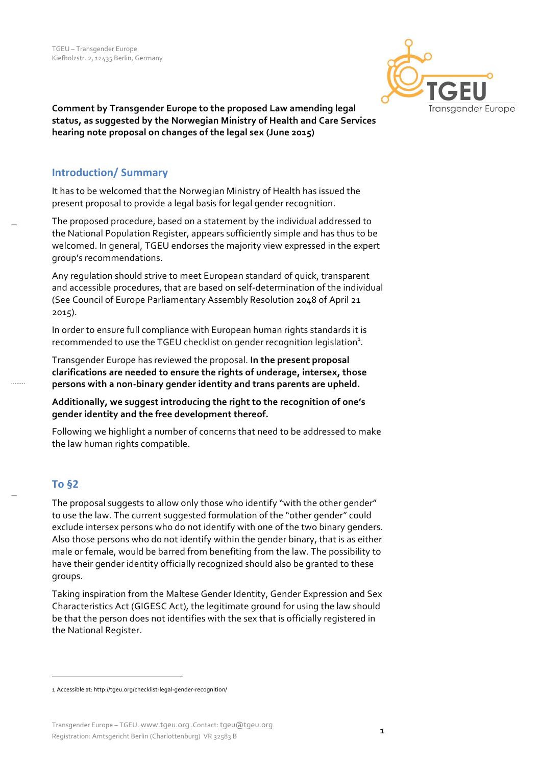TGEU – Transgender Europe
Kiefholzstr. 2, 12435 Berlin, Germany

**Comment by Transgender Europe to the proposed Law amending legal status, as suggested by the Norwegian Ministry of Health and Care Services hearing note proposal on changes of the legal sex (June 2015)**

## Introduction/ Summary

It has to be welcomed that the Norwegian Ministry of Health has issued the present proposal to provide a legal basis for legal gender recognition.

The proposed procedure, based on a statement by the individual addressed to the National Population Register, appears sufficiently simple and has thus to be welcomed. In general, TGEU endorses the majority view expressed in the expert group's recommendations.

Any regulation should strive to meet European standard of quick, transparent and accessible procedures, that are based on self-determination of the individual (See Council of Europe Parliamentary Assembly Resolution 2048 of April 21 2015).

In order to ensure full compliance with European human rights standards it is recommended to use the TGEU checklist on gender recognition legislation[1].

Transgender Europe has reviewed the proposal. **In the present proposal clarifications are needed to ensure the rights of underage, intersex, those persons with a non-binary gender identity and trans parents are upheld.**

**Additionally, we suggest introducing the right to the recognition of one's gender identity and the free development thereof.**

Following we highlight a number of concerns that need to be addressed to make the law human rights compatible.

## To §2

The proposal suggests to allow only those who identify "with the other gender" to use the law. The current suggested formulation of the "other gender" could exclude intersex persons who do not identify with one of the two binary genders. Also those persons who do not identify within the gender binary, that is as either male or female, would be barred from benefiting from the law. The possibility to have their gender identity officially recognized should also be granted to these groups.

Taking inspiration from the Maltese Gender Identity, Gender Expression and Sex Characteristics Act (GIGESC Act), the legitimate ground for using the law should be that the person does not identifies with the sex that is officially registered in the National Register.

---

1 Accessible at: http://tgeu.org/checklist-legal-gender-recognition/

Transgender Europe – TGEU. www.tgeu.org .Contact: tgeu@tgeu.org
Registration: Amtsgericht Berlin (Charlottenburg) VR 32583 B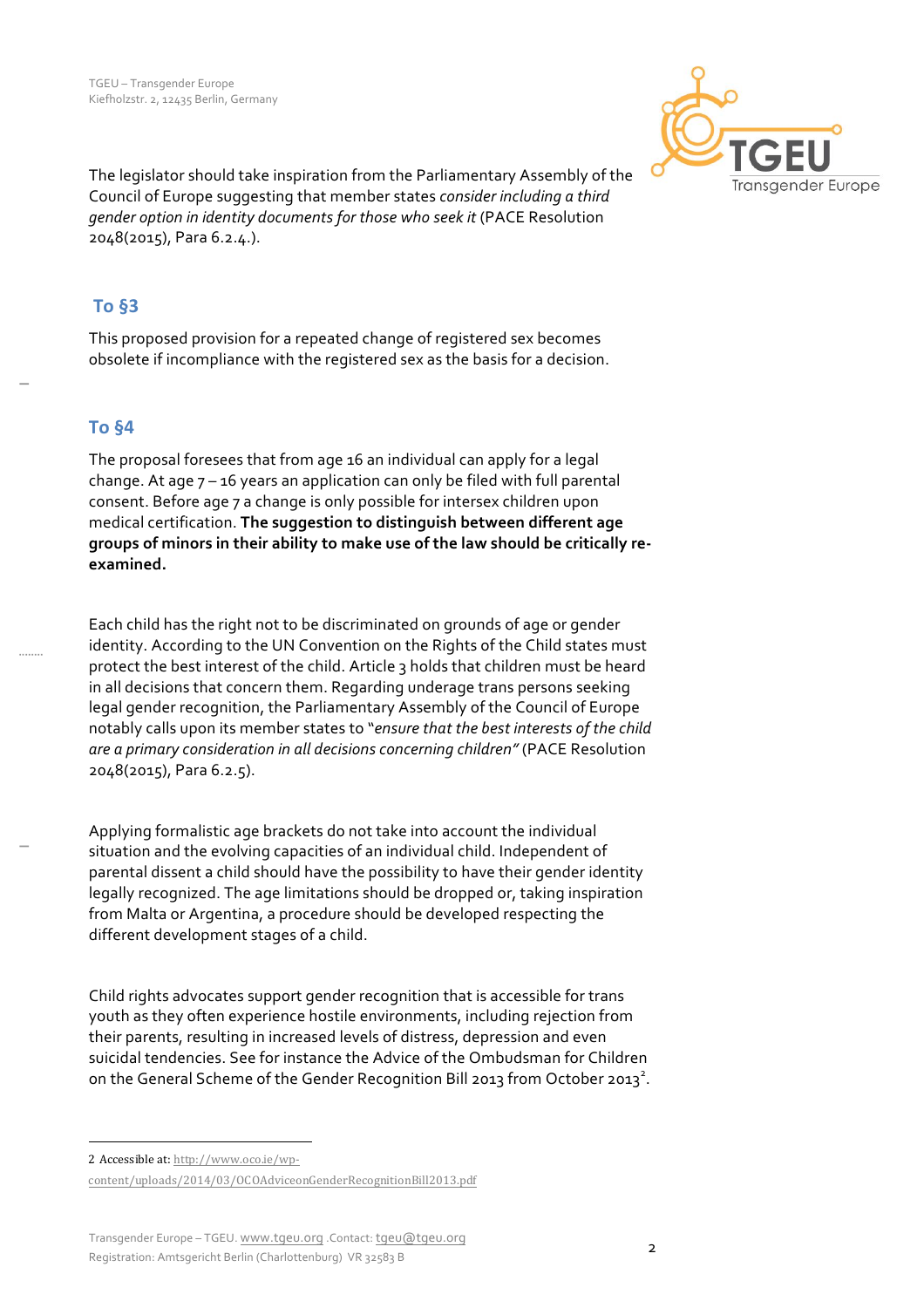The legislator should take inspiration from the Parliamentary Assembly of the Council of Europe suggesting that member states *consider including a third gender option in identity documents for those who seek it* (PACE Resolution 2048(2015), Para 6.2.4.).

## To §3

This proposed provision for a repeated change of registered sex becomes obsolete if incompliance with the registered sex as the basis for a decision.

## To §4

The proposal foresees that from age 16 an individual can apply for a legal change. At age 7 – 16 years an application can only be filed with full parental consent. Before age 7 a change is only possible for intersex children upon medical certification. **The suggestion to distinguish between different age groups of minors in their ability to make use of the law should be critically re-examined.**

Each child has the right not to be discriminated on grounds of age or gender identity. According to the UN Convention on the Rights of the Child states must protect the best interest of the child. Article 3 holds that children must be heard in all decisions that concern them. Regarding underage trans persons seeking legal gender recognition, the Parliamentary Assembly of the Council of Europe notably calls upon its member states to "*ensure that the best interests of the child are a primary consideration in all decisions concerning children"* (PACE Resolution 2048(2015), Para 6.2.5).

Applying formalistic age brackets do not take into account the individual situation and the evolving capacities of an individual child. Independent of parental dissent a child should have the possibility to have their gender identity legally recognized. The age limitations should be dropped or, taking inspiration from Malta or Argentina, a procedure should be developed respecting the different development stages of a child.

Child rights advocates support gender recognition that is accessible for trans youth as they often experience hostile environments, including rejection from their parents, resulting in increased levels of distress, depression and even suicidal tendencies. See for instance the Advice of the Ombudsman for Children on the General Scheme of the Gender Recognition Bill 2013 from October 2013[2].

---

2 Accessible at: http://www.oco.ie/wp-content/uploads/2014/03/OCOAdviceonGenderRecognitionBill2013.pdf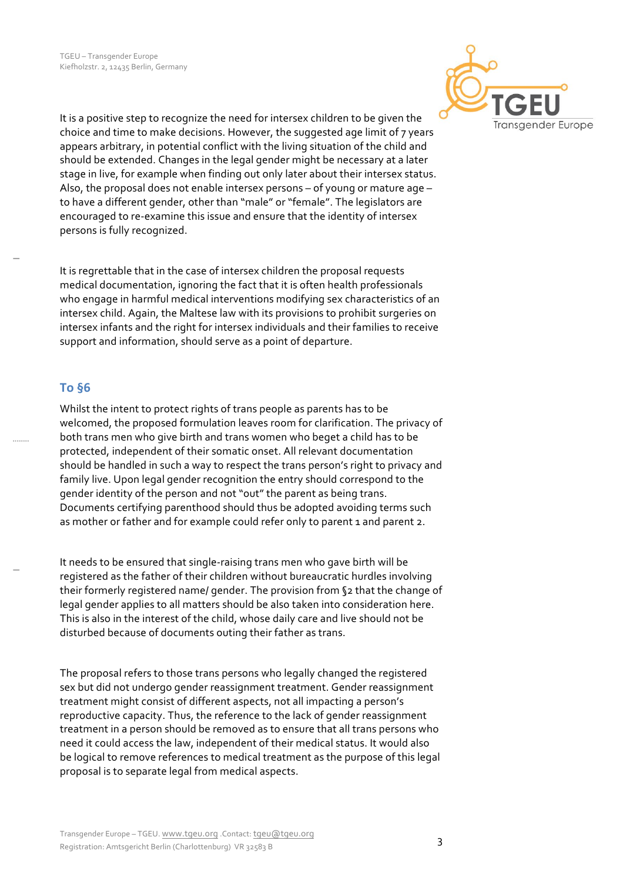It is a positive step to recognize the need for intersex children to be given the choice and time to make decisions. However, the suggested age limit of 7 years appears arbitrary, in potential conflict with the living situation of the child and should be extended. Changes in the legal gender might be necessary at a later stage in live, for example when finding out only later about their intersex status. Also, the proposal does not enable intersex persons – of young or mature age – to have a different gender, other than "male" or "female". The legislators are encouraged to re-examine this issue and ensure that the identity of intersex persons is fully recognized.

It is regrettable that in the case of intersex children the proposal requests medical documentation, ignoring the fact that it is often health professionals who engage in harmful medical interventions modifying sex characteristics of an intersex child. Again, the Maltese law with its provisions to prohibit surgeries on intersex infants and the right for intersex individuals and their families to receive support and information, should serve as a point of departure.

## To §6

Whilst the intent to protect rights of trans people as parents has to be welcomed, the proposed formulation leaves room for clarification. The privacy of both trans men who give birth and trans women who beget a child has to be protected, independent of their somatic onset. All relevant documentation should be handled in such a way to respect the trans person's right to privacy and family live. Upon legal gender recognition the entry should correspond to the gender identity of the person and not "out" the parent as being trans. Documents certifying parenthood should thus be adopted avoiding terms such as mother or father and for example could refer only to parent 1 and parent 2.

It needs to be ensured that single-raising trans men who gave birth will be registered as the father of their children without bureaucratic hurdles involving their formerly registered name/ gender. The provision from §2 that the change of legal gender applies to all matters should be also taken into consideration here. This is also in the interest of the child, whose daily care and live should not be disturbed because of documents outing their father as trans.

The proposal refers to those trans persons who legally changed the registered sex but did not undergo gender reassignment treatment. Gender reassignment treatment might consist of different aspects, not all impacting a person's reproductive capacity. Thus, the reference to the lack of gender reassignment treatment in a person should be removed as to ensure that all trans persons who need it could access the law, independent of their medical status. It would also be logical to remove references to medical treatment as the purpose of this legal proposal is to separate legal from medical aspects.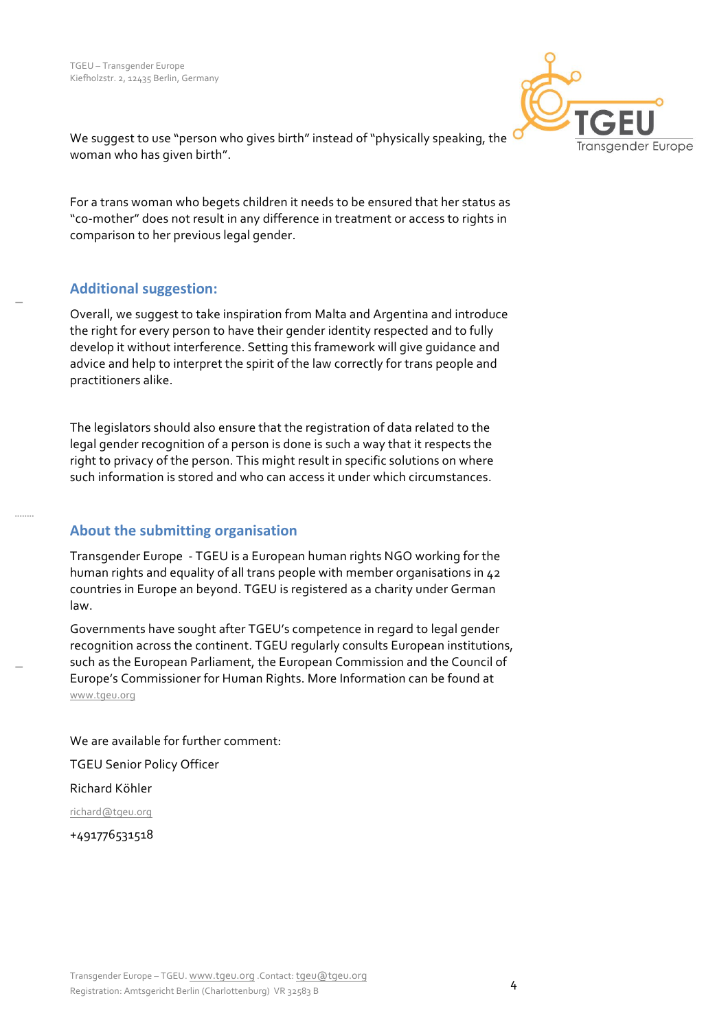We suggest to use "person who gives birth" instead of "physically speaking, the woman who has given birth".

For a trans woman who begets children it needs to be ensured that her status as "co-mother" does not result in any difference in treatment or access to rights in comparison to her previous legal gender.

## Additional suggestion:

Overall, we suggest to take inspiration from Malta and Argentina and introduce the right for every person to have their gender identity respected and to fully develop it without interference. Setting this framework will give guidance and advice and help to interpret the spirit of the law correctly for trans people and practitioners alike.

The legislators should also ensure that the registration of data related to the legal gender recognition of a person is done is such a way that it respects the right to privacy of the person. This might result in specific solutions on where such information is stored and who can access it under which circumstances.

## About the submitting organisation

Transgender Europe - TGEU is a European human rights NGO working for the human rights and equality of all trans people with member organisations in 42 countries in Europe an beyond. TGEU is registered as a charity under German law.

Governments have sought after TGEU's competence in regard to legal gender recognition across the continent. TGEU regularly consults European institutions, such as the European Parliament, the European Commission and the Council of Europe's Commissioner for Human Rights. More Information can be found at www.tgeu.org

We are available for further comment:

TGEU Senior Policy Officer

Richard Köhler

richard@tgeu.org

+491776531518